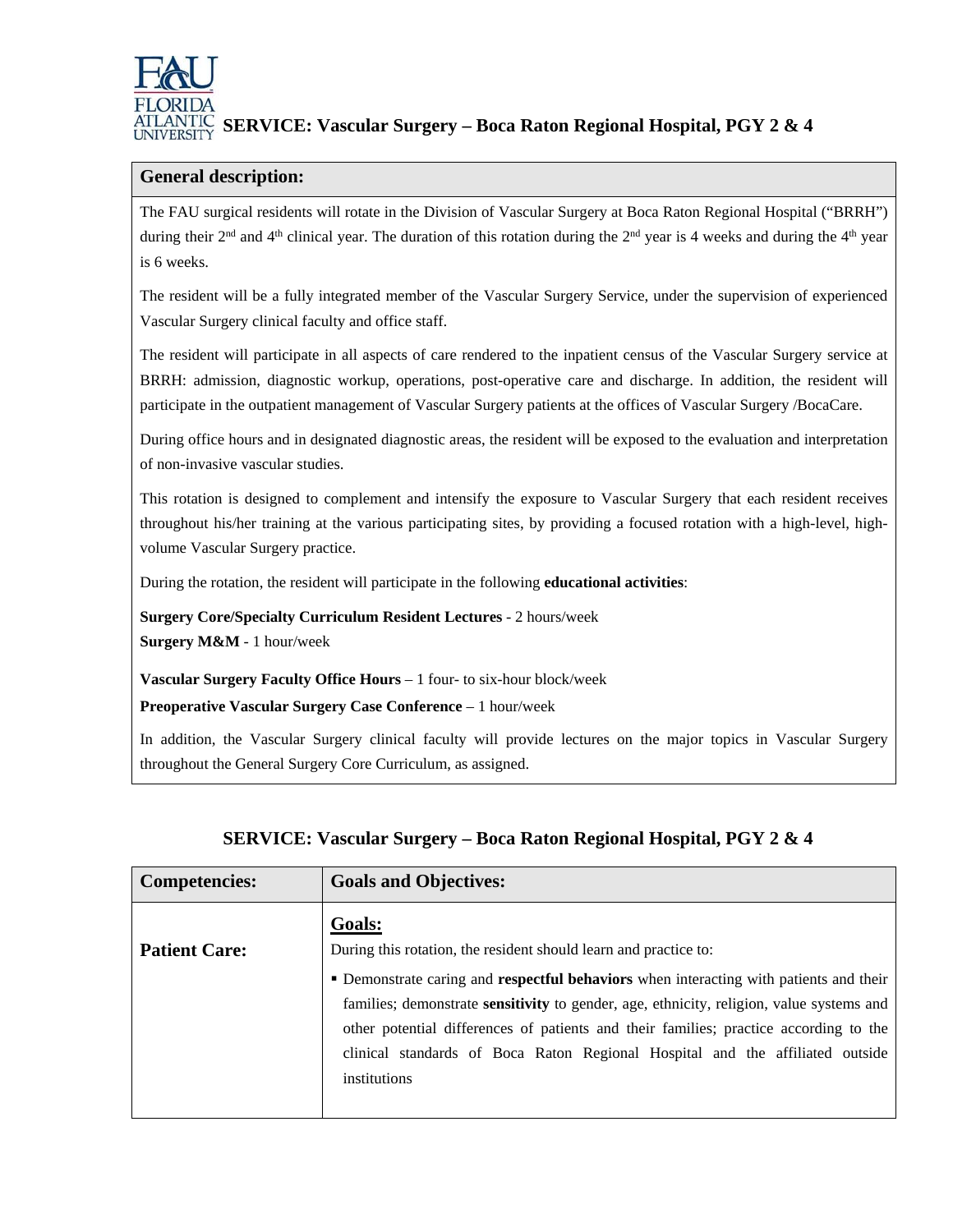# SERVICE: Vascular Surgery – Boca Raton Regional Hospital, PGY 2 & 4

| General description: |
| --- |
| The FAU surgical residents will rotate in the Division of Vascular Surgery at Boca Raton Regional Hospital ("BRRH") during their 2nd and 4th clinical year. The duration of this rotation during the 2nd year is 4 weeks and during the 4th year is 6 weeks. <br><br> The resident will be a fully integrated member of the Vascular Surgery Service, under the supervision of experienced Vascular Surgery clinical faculty and office staff. <br><br> The resident will participate in all aspects of care rendered to the inpatient census of the Vascular Surgery service at BRRH: admission, diagnostic workup, operations, post-operative care and discharge. In addition, the resident will participate in the outpatient management of Vascular Surgery patients at the offices of Vascular Surgery /BocaCare. <br><br> During office hours and in designated diagnostic areas, the resident will be exposed to the evaluation and interpretation of non-invasive vascular studies. <br><br> This rotation is designed to complement and intensify the exposure to Vascular Surgery that each resident receives throughout his/her training at the various participating sites, by providing a focused rotation with a high-level, high-volume Vascular Surgery practice. <br><br> During the rotation, the resident will participate in the following **educational activities**: <br><br> **Surgery Core/Specialty Curriculum Resident Lectures** - 2 hours/week <br> **Surgery M&M** - 1 hour/week <br><br> **Vascular Surgery Faculty Office Hours** – 1 four- to six-hour block/week <br> **Preoperative Vascular Surgery Case Conference** – 1 hour/week <br><br> In addition, the Vascular Surgery clinical faculty will provide lectures on the major topics in Vascular Surgery throughout the General Surgery Core Curriculum, as assigned. |

## SERVICE: Vascular Surgery – Boca Raton Regional Hospital, PGY 2 & 4

| Competencies: | Goals and Objectives: |
| --- | --- |
| **Patient Care:** | **Goals:** <br> During this rotation, the resident should learn and practice to: <br> ▪ Demonstrate caring and **respectful behaviors** when interacting with patients and their families; demonstrate **sensitivity** to gender, age, ethnicity, religion, value systems and other potential differences of patients and their families; practice according to the clinical standards of Boca Raton Regional Hospital and the affiliated outside institutions |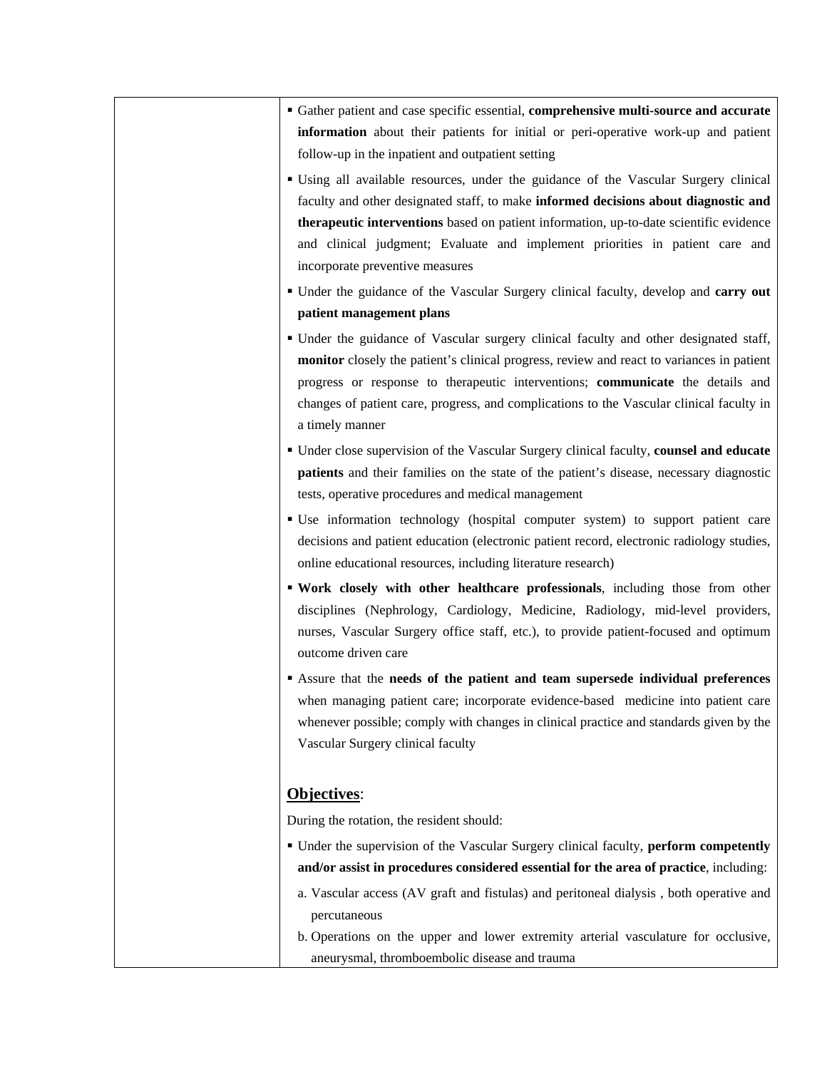| | |
|---|---|
| | ▪ Gather patient and case specific essential, **comprehensive multi-source and accurate information** about their patients for initial or peri-operative work-up and patient follow-up in the inpatient and outpatient setting<br>▪ Using all available resources, under the guidance of the Vascular Surgery clinical faculty and other designated staff, to make **informed decisions about diagnostic and therapeutic interventions** based on patient information, up-to-date scientific evidence and clinical judgment; Evaluate and implement priorities in patient care and incorporate preventive measures<br>▪ Under the guidance of the Vascular Surgery clinical faculty, develop and **carry out patient management plans**<br>▪ Under the guidance of Vascular surgery clinical faculty and other designated staff, **monitor** closely the patient's clinical progress, review and react to variances in patient progress or response to therapeutic interventions; **communicate** the details and changes of patient care, progress, and complications to the Vascular clinical faculty in a timely manner<br>▪ Under close supervision of the Vascular Surgery clinical faculty, **counsel and educate patients** and their families on the state of the patient's disease, necessary diagnostic tests, operative procedures and medical management<br>▪ Use information technology (hospital computer system) to support patient care decisions and patient education (electronic patient record, electronic radiology studies, online educational resources, including literature research)<br>▪ **Work closely with other healthcare professionals**, including those from other disciplines (Nephrology, Cardiology, Medicine, Radiology, mid-level providers, nurses, Vascular Surgery office staff, etc.), to provide patient-focused and optimum outcome driven care<br>▪ Assure that the **needs of the patient and team supersede individual preferences** when managing patient care; incorporate evidence-based medicine into patient care whenever possible; comply with changes in clinical practice and standards given by the Vascular Surgery clinical faculty<br><br>**<u>Objectives</u>**:<br>During the rotation, the resident should:<br>▪ Under the supervision of the Vascular Surgery clinical faculty, **perform competently and/or assist in procedures considered essential for the area of practice**, including:<br>a. Vascular access (AV graft and fistulas) and peritoneal dialysis , both operative and percutaneous<br>b. Operations on the upper and lower extremity arterial vasculature for occlusive, aneurysmal, thromboembolic disease and trauma |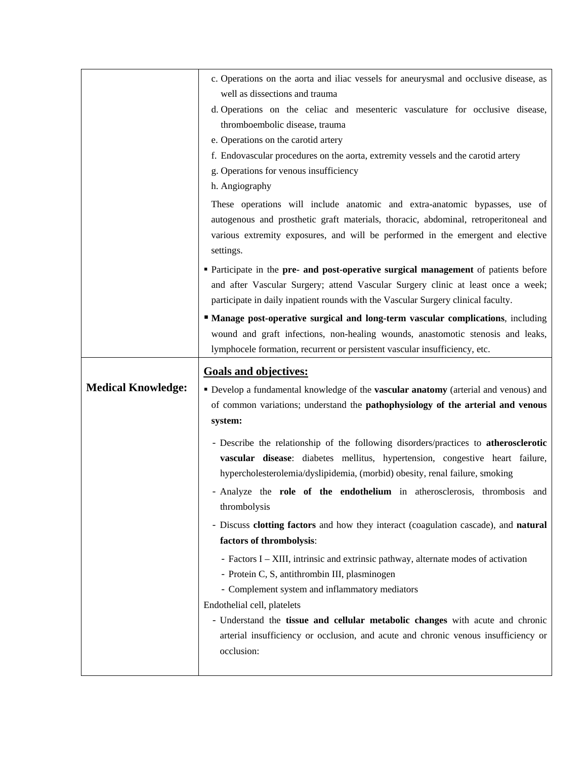| | |
|---|---|
| | c. Operations on the aorta and iliac vessels for aneurysmal and occlusive disease, as well as dissections and trauma<br>d. Operations on the celiac and mesenteric vasculature for occlusive disease, thromboembolic disease, trauma<br>e. Operations on the carotid artery<br>f. Endovascular procedures on the aorta, extremity vessels and the carotid artery<br>g. Operations for venous insufficiency<br>h. Angiography<br><br>These operations will include anatomic and extra-anatomic bypasses, use of autogenous and prosthetic graft materials, thoracic, abdominal, retroperitoneal and various extremity exposures, and will be performed in the emergent and elective settings.<br><br>▪ Participate in the **pre- and post-operative surgical management** of patients before and after Vascular Surgery; attend Vascular Surgery clinic at least once a week; participate in daily inpatient rounds with the Vascular Surgery clinical faculty.<br><br>▪ **Manage post-operative surgical and long-term vascular complications**, including wound and graft infections, non-healing wounds, anastomotic stenosis and leaks, lymphocele formation, recurrent or persistent vascular insufficiency, etc. |
| **Medical Knowledge:** | **<u>Goals and objectives:</u>**<br><br>▪ Develop a fundamental knowledge of the **vascular anatomy** (arterial and venous) and of common variations; understand the **pathophysiology of the arterial and venous system:**<br><br>- Describe the relationship of the following disorders/practices to **atherosclerotic vascular disease**: diabetes mellitus, hypertension, congestive heart failure, hypercholesterolemia/dyslipidemia, (morbid) obesity, renal failure, smoking<br>- Analyze the **role of the endothelium** in atherosclerosis, thrombosis and thrombolysis<br>- Discuss **clotting factors** and how they interact (coagulation cascade), and **natural factors of thrombolysis**:<br>  - Factors I – XIII, intrinsic and extrinsic pathway, alternate modes of activation<br>  - Protein C, S, antithrombin III, plasminogen<br>  - Complement system and inflammatory mediators<br><br>Endothelial cell, platelets<br><br>- Understand the **tissue and cellular metabolic changes** with acute and chronic arterial insufficiency or occlusion, and acute and chronic venous insufficiency or occlusion: |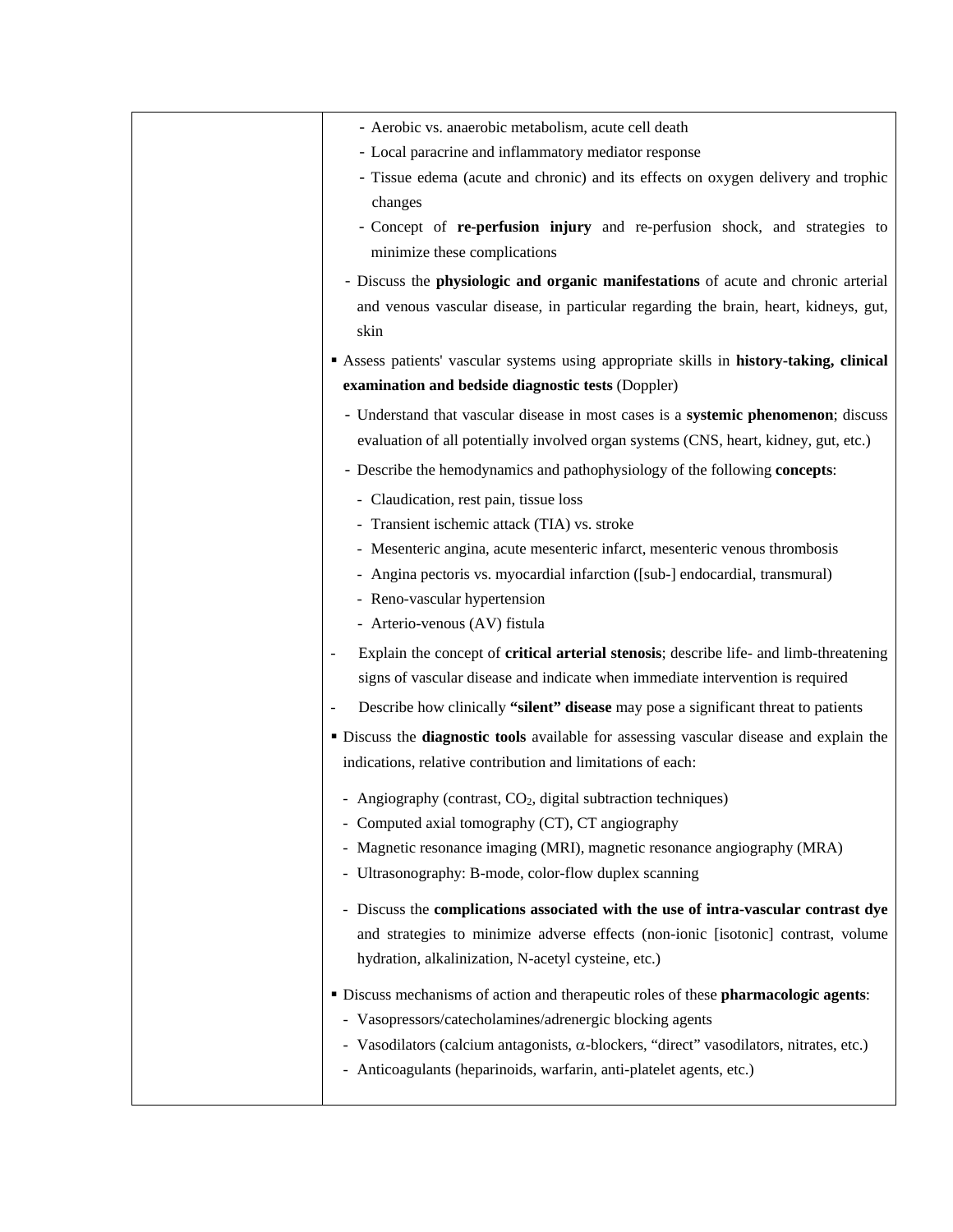| | |
|---|---|
| | - Aerobic vs. anaerobic metabolism, acute cell death<br>- Local paracrine and inflammatory mediator response<br>- Tissue edema (acute and chronic) and its effects on oxygen delivery and trophic changes<br>- Concept of **re-perfusion injury** and re-perfusion shock, and strategies to minimize these complications<br><br>- Discuss the **physiologic and organic manifestations** of acute and chronic arterial and venous vascular disease, in particular regarding the brain, heart, kidneys, gut, skin<br><br>▪ Assess patients' vascular systems using appropriate skills in **history-taking, clinical examination and bedside diagnostic tests** (Doppler)<br><br>- Understand that vascular disease in most cases is a **systemic phenomenon**; discuss evaluation of all potentially involved organ systems (CNS, heart, kidney, gut, etc.)<br>- Describe the hemodynamics and pathophysiology of the following **concepts**:<br>- Claudication, rest pain, tissue loss<br>- Transient ischemic attack (TIA) vs. stroke<br>- Mesenteric angina, acute mesenteric infarct, mesenteric venous thrombosis<br>- Angina pectoris vs. myocardial infarction ([sub-] endocardial, transmural)<br>- Reno-vascular hypertension<br>- Arterio-venous (AV) fistula<br><br>- Explain the concept of **critical arterial stenosis**; describe life- and limb-threatening signs of vascular disease and indicate when immediate intervention is required<br>- Describe how clinically **"silent" disease** may pose a significant threat to patients<br><br>▪ Discuss the **diagnostic tools** available for assessing vascular disease and explain the indications, relative contribution and limitations of each:<br><br>- Angiography (contrast, $CO_2$, digital subtraction techniques)<br>- Computed axial tomography (CT), CT angiography<br>- Magnetic resonance imaging (MRI), magnetic resonance angiography (MRA)<br>- Ultrasonography: B-mode, color-flow duplex scanning<br><br>- Discuss the **complications associated with the use of intra-vascular contrast dye** and strategies to minimize adverse effects (non-ionic [isotonic] contrast, volume hydration, alkalinization, N-acetyl cysteine, etc.)<br><br>▪ Discuss mechanisms of action and therapeutic roles of these **pharmacologic agents**:<br>- Vasopressors/catecholamines/adrenergic blocking agents<br>- Vasodilators (calcium antagonists, $\alpha$-blockers, "direct" vasodilators, nitrates, etc.)<br>- Anticoagulants (heparinoids, warfarin, anti-platelet agents, etc.) |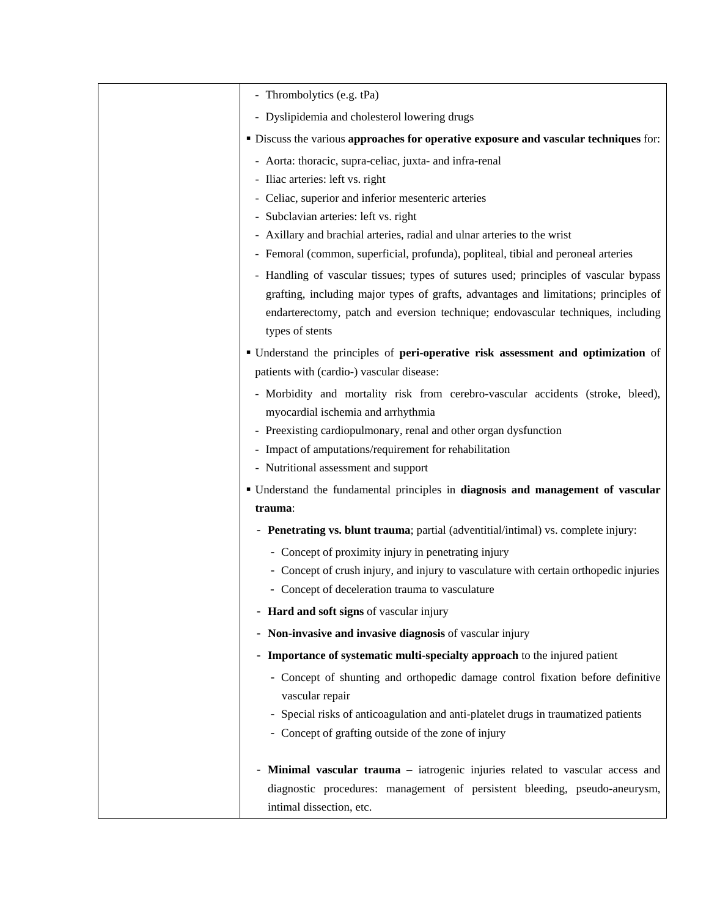| | |
|---|---|
| | - Thrombolytics (e.g. tPa)<br>- Dyslipidemia and cholesterol lowering drugs<br>▪ Discuss the various **approaches for operative exposure and vascular techniques** for:<br>- Aorta: thoracic, supra-celiac, juxta- and infra-renal<br>- Iliac arteries: left vs. right<br>- Celiac, superior and inferior mesenteric arteries<br>- Subclavian arteries: left vs. right<br>- Axillary and brachial arteries, radial and ulnar arteries to the wrist<br>- Femoral (common, superficial, profunda), popliteal, tibial and peroneal arteries<br>- Handling of vascular tissues; types of sutures used; principles of vascular bypass grafting, including major types of grafts, advantages and limitations; principles of endarterectomy, patch and eversion technique; endovascular techniques, including types of stents<br>▪ Understand the principles of **peri-operative risk assessment and optimization** of patients with (cardio-) vascular disease:<br>- Morbidity and mortality risk from cerebro-vascular accidents (stroke, bleed), myocardial ischemia and arrhythmia<br>- Preexisting cardiopulmonary, renal and other organ dysfunction<br>- Impact of amputations/requirement for rehabilitation<br>- Nutritional assessment and support<br>▪ Understand the fundamental principles in **diagnosis and management of vascular trauma**:<br>- **Penetrating vs. blunt trauma**; partial (adventitial/intimal) vs. complete injury:<br>&nbsp;&nbsp;- Concept of proximity injury in penetrating injury<br>&nbsp;&nbsp;- Concept of crush injury, and injury to vasculature with certain orthopedic injuries<br>&nbsp;&nbsp;- Concept of deceleration trauma to vasculature<br>- **Hard and soft signs** of vascular injury<br>- **Non-invasive and invasive diagnosis** of vascular injury<br>- **Importance of systematic multi-specialty approach** to the injured patient<br>&nbsp;&nbsp;- Concept of shunting and orthopedic damage control fixation before definitive vascular repair<br>&nbsp;&nbsp;- Special risks of anticoagulation and anti-platelet drugs in traumatized patients<br>&nbsp;&nbsp;- Concept of grafting outside of the zone of injury<br>- **Minimal vascular trauma** – iatrogenic injuries related to vascular access and diagnostic procedures: management of persistent bleeding, pseudo-aneurysm, intimal dissection, etc. |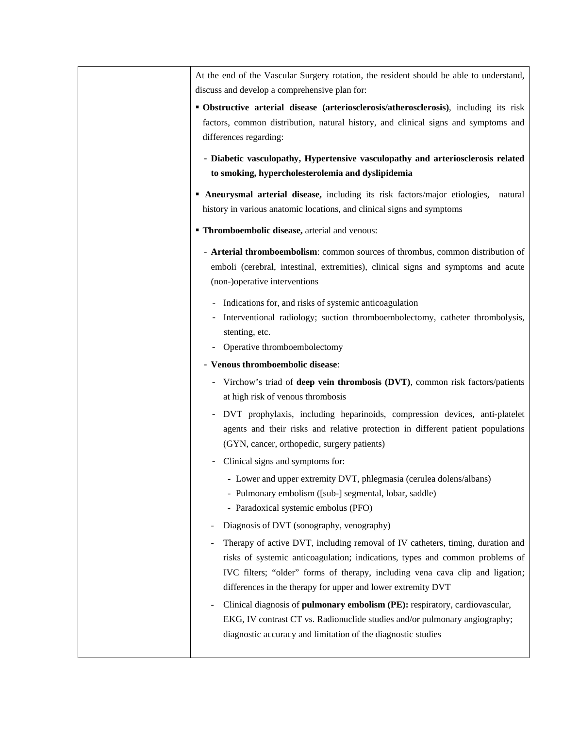| | At the end of the Vascular Surgery rotation, the resident should be able to understand, discuss and develop a comprehensive plan for:<br><br>▪ **Obstructive arterial disease (arteriosclerosis/atherosclerosis)**, including its risk factors, common distribution, natural history, and clinical signs and symptoms and differences regarding:<br><br>- **Diabetic vasculopathy, Hypertensive vasculopathy and arteriosclerosis related to smoking, hypercholesterolemia and dyslipidemia**<br><br>▪ **Aneurysmal arterial disease,** including its risk factors/major etiologies, natural history in various anatomic locations, and clinical signs and symptoms<br><br>▪ **Thromboembolic disease,** arterial and venous:<br><br>- **Arterial thromboembolism**: common sources of thrombus, common distribution of emboli (cerebral, intestinal, extremities), clinical signs and symptoms and acute (non-)operative interventions<br>  - Indications for, and risks of systemic anticoagulation<br>  - Interventional radiology; suction thromboembolectomy, catheter thrombolysis, stenting, etc.<br>  - Operative thromboembolectomy<br><br>- **Venous thromboembolic disease**:<br>  - Virchow's triad of **deep vein thrombosis (DVT)**, common risk factors/patients at high risk of venous thrombosis<br>  - DVT prophylaxis, including heparinoids, compression devices, anti-platelet agents and their risks and relative protection in different patient populations (GYN, cancer, orthopedic, surgery patients)<br>  - Clinical signs and symptoms for:<br>    - Lower and upper extremity DVT, phlegmasia (cerulea dolens/albans)<br>    - Pulmonary embolism ([sub-] segmental, lobar, saddle)<br>    - Paradoxical systemic embolus (PFO)<br>  - Diagnosis of DVT (sonography, venography)<br>  - Therapy of active DVT, including removal of IV catheters, timing, duration and risks of systemic anticoagulation; indications, types and common problems of IVC filters; "older" forms of therapy, including vena cava clip and ligation; differences in the therapy for upper and lower extremity DVT<br>  - Clinical diagnosis of **pulmonary embolism (PE):** respiratory, cardiovascular, EKG, IV contrast CT vs. Radionuclide studies and/or pulmonary angiography; diagnostic accuracy and limitation of the diagnostic studies |
|---|---|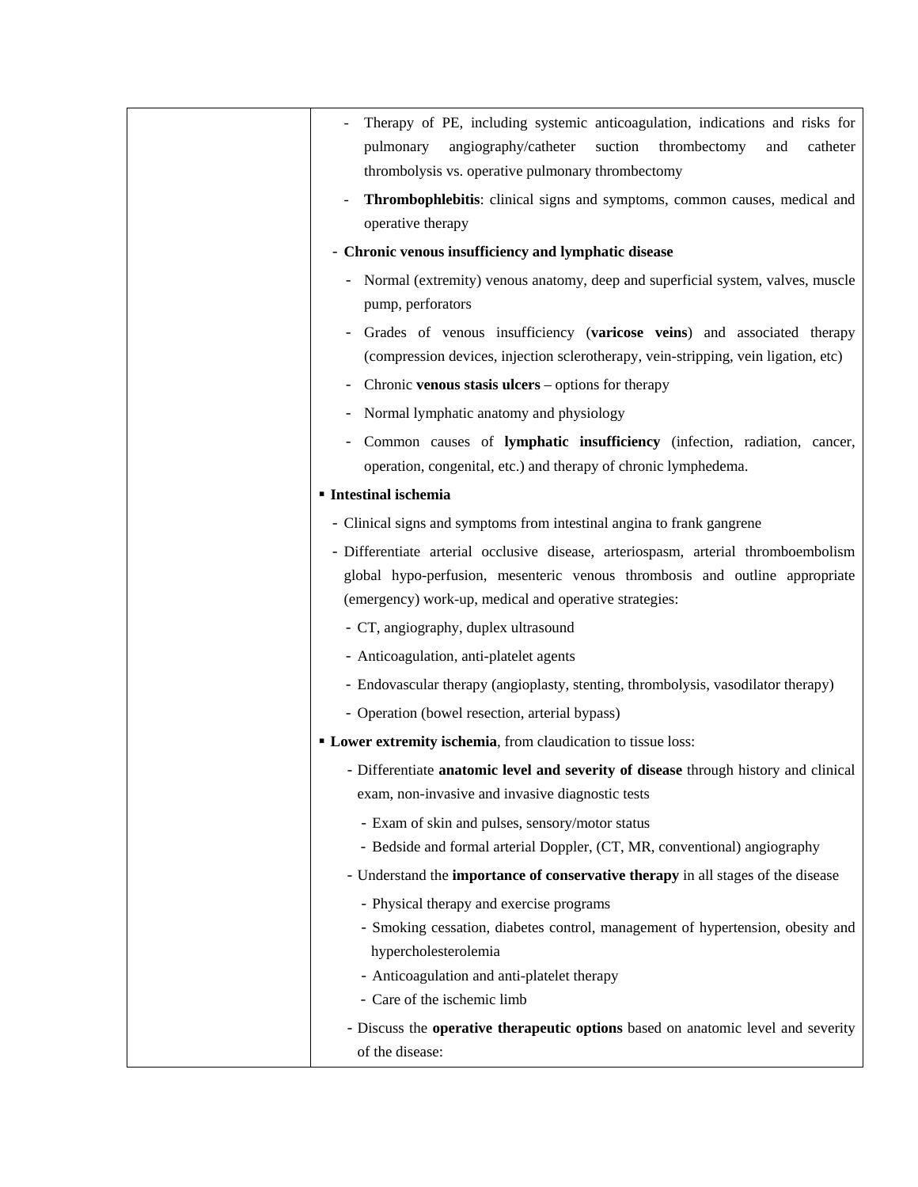| | |
|---|---|
| | - Therapy of PE, including systemic anticoagulation, indications and risks for pulmonary angiography/catheter suction thrombectomy and catheter thrombolysis vs. operative pulmonary thrombectomy<br>- **Thrombophlebitis**: clinical signs and symptoms, common causes, medical and operative therapy<br>- **Chronic venous insufficiency and lymphatic disease**<br>  - Normal (extremity) venous anatomy, deep and superficial system, valves, muscle pump, perforators<br>  - Grades of venous insufficiency (**varicose veins**) and associated therapy (compression devices, injection sclerotherapy, vein-stripping, vein ligation, etc)<br>  - Chronic **venous stasis ulcers** – options for therapy<br>  - Normal lymphatic anatomy and physiology<br>  - Common causes of **lymphatic insufficiency** (infection, radiation, cancer, operation, congenital, etc.) and therapy of chronic lymphedema.<br>▪ **Intestinal ischemia**<br>- Clinical signs and symptoms from intestinal angina to frank gangrene<br>- Differentiate arterial occlusive disease, arteriospasm, arterial thromboembolism global hypo-perfusion, mesenteric venous thrombosis and outline appropriate (emergency) work-up, medical and operative strategies:<br>  - CT, angiography, duplex ultrasound<br>  - Anticoagulation, anti-platelet agents<br>  - Endovascular therapy (angioplasty, stenting, thrombolysis, vasodilator therapy)<br>  - Operation (bowel resection, arterial bypass)<br>▪ **Lower extremity ischemia**, from claudication to tissue loss:<br>- Differentiate **anatomic level and severity of disease** through history and clinical exam, non-invasive and invasive diagnostic tests<br>  - Exam of skin and pulses, sensory/motor status<br>  - Bedside and formal arterial Doppler, (CT, MR, conventional) angiography<br>- Understand the **importance of conservative therapy** in all stages of the disease<br>  - Physical therapy and exercise programs<br>  - Smoking cessation, diabetes control, management of hypertension, obesity and hypercholesterolemia<br>  - Anticoagulation and anti-platelet therapy<br>  - Care of the ischemic limb<br>- Discuss the **operative therapeutic options** based on anatomic level and severity of the disease: |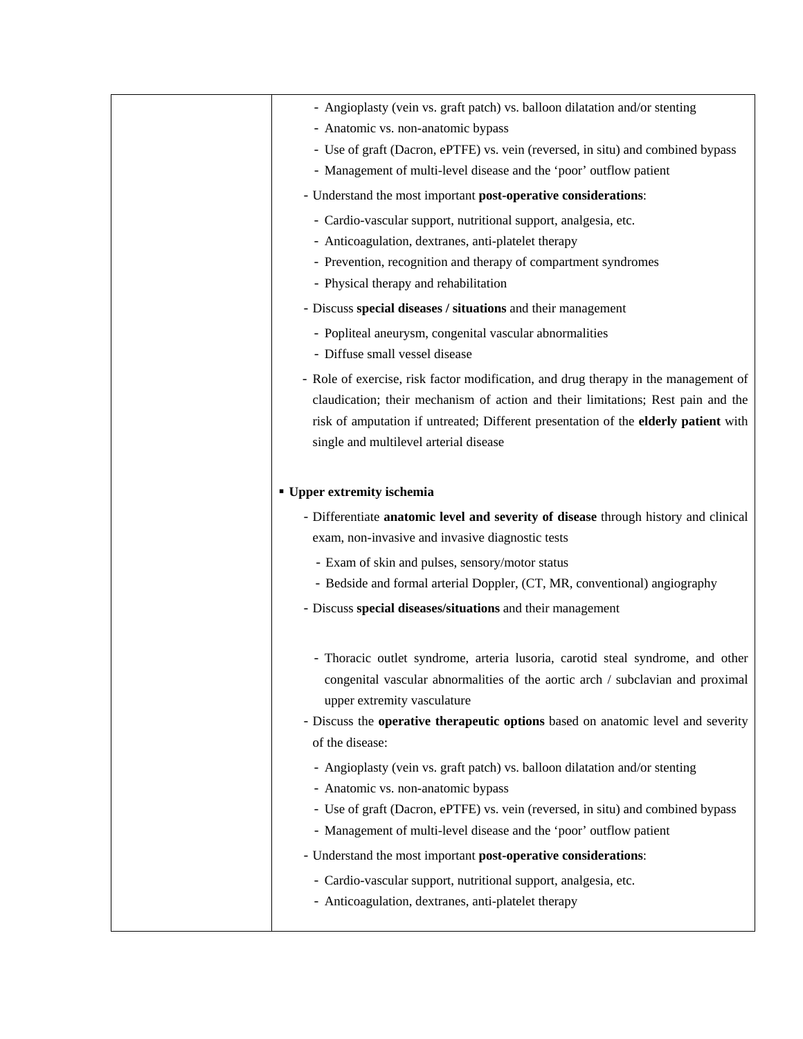| | - Angioplasty (vein vs. graft patch) vs. balloon dilatation and/or stenting<br>- Anatomic vs. non-anatomic bypass<br>- Use of graft (Dacron, ePTFE) vs. vein (reversed, in situ) and combined bypass<br>- Management of multi-level disease and the 'poor' outflow patient<br>- Understand the most important **post-operative considerations**:<br>- Cardio-vascular support, nutritional support, analgesia, etc.<br>- Anticoagulation, dextranes, anti-platelet therapy<br>- Prevention, recognition and therapy of compartment syndromes<br>- Physical therapy and rehabilitation<br>- Discuss **special diseases / situations** and their management<br>- Popliteal aneurysm, congenital vascular abnormalities<br>- Diffuse small vessel disease<br>- Role of exercise, risk factor modification, and drug therapy in the management of claudication; their mechanism of action and their limitations; Rest pain and the risk of amputation if untreated; Different presentation of the **elderly patient** with single and multilevel arterial disease<br><br>▪ **Upper extremity ischemia**<br>- Differentiate **anatomic level and severity of disease** through history and clinical exam, non-invasive and invasive diagnostic tests<br>- Exam of skin and pulses, sensory/motor status<br>- Bedside and formal arterial Doppler, (CT, MR, conventional) angiography<br>- Discuss **special diseases/situations** and their management<br>- Thoracic outlet syndrome, arteria lusoria, carotid steal syndrome, and other congenital vascular abnormalities of the aortic arch / subclavian and proximal upper extremity vasculature<br>- Discuss the **operative therapeutic options** based on anatomic level and severity of the disease:<br>- Angioplasty (vein vs. graft patch) vs. balloon dilatation and/or stenting<br>- Anatomic vs. non-anatomic bypass<br>- Use of graft (Dacron, ePTFE) vs. vein (reversed, in situ) and combined bypass<br>- Management of multi-level disease and the 'poor' outflow patient<br>- Understand the most important **post-operative considerations**:<br>- Cardio-vascular support, nutritional support, analgesia, etc.<br>- Anticoagulation, dextranes, anti-platelet therapy |
|---|---|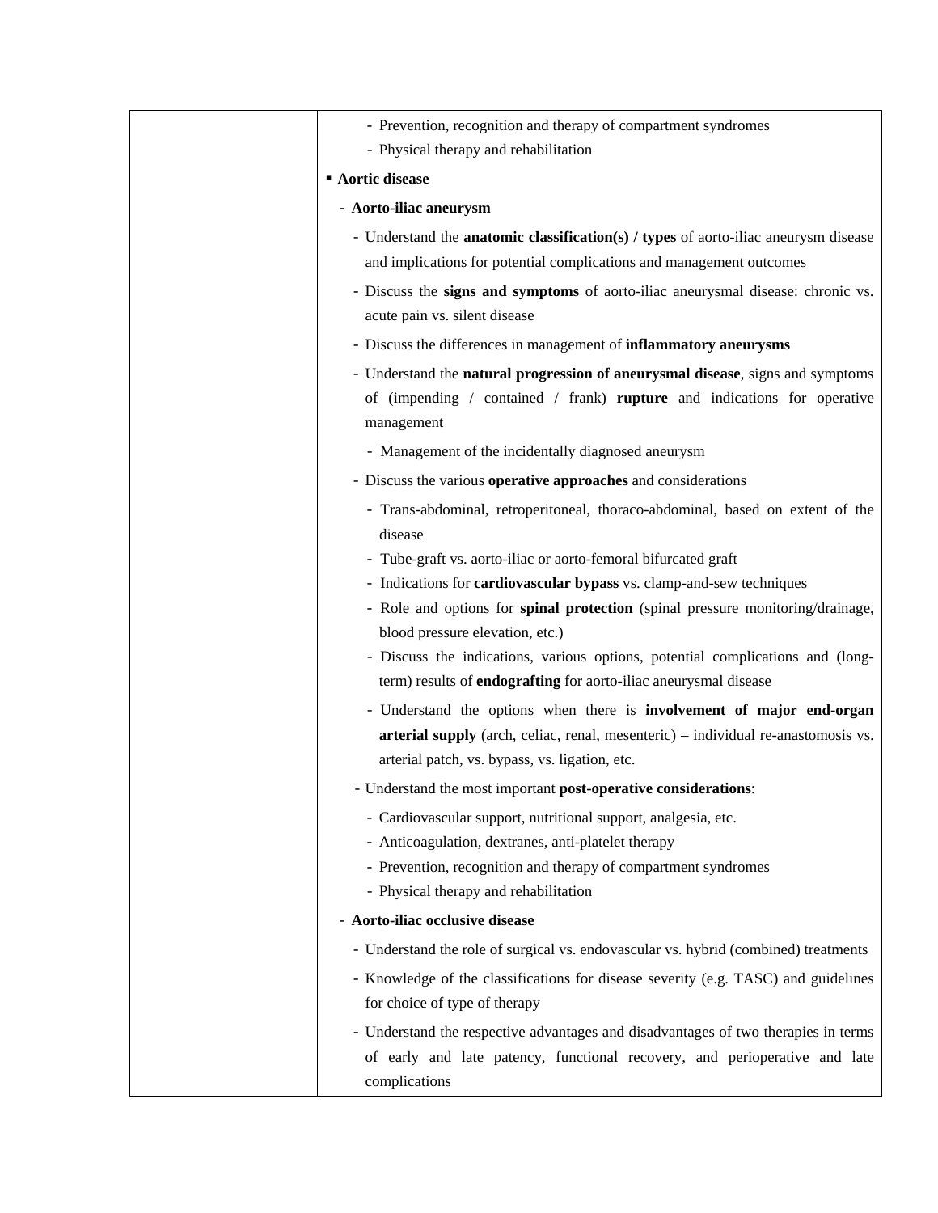| | - Prevention, recognition and therapy of compartment syndromes<br>- Physical therapy and rehabilitation<br>▪ **Aortic disease**<br>- **Aorto-iliac aneurysm**<br>- Understand the **anatomic classification(s) / types** of aorto-iliac aneurysm disease and implications for potential complications and management outcomes<br>- Discuss the **signs and symptoms** of aorto-iliac aneurysmal disease: chronic vs. acute pain vs. silent disease<br>- Discuss the differences in management of **inflammatory aneurysms**<br>- Understand the **natural progression of aneurysmal disease**, signs and symptoms of (impending / contained / frank) **rupture** and indications for operative management<br>- Management of the incidentally diagnosed aneurysm<br>- Discuss the various **operative approaches** and considerations<br>- Trans-abdominal, retroperitoneal, thoraco-abdominal, based on extent of the disease<br>- Tube-graft vs. aorto-iliac or aorto-femoral bifurcated graft<br>- Indications for **cardiovascular bypass** vs. clamp-and-sew techniques<br>- Role and options for **spinal protection** (spinal pressure monitoring/drainage, blood pressure elevation, etc.)<br>- Discuss the indications, various options, potential complications and (long-term) results of **endografting** for aorto-iliac aneurysmal disease<br>- Understand the options when there is **involvement of major end-organ arterial supply** (arch, celiac, renal, mesenteric) – individual re-anastomosis vs. arterial patch, vs. bypass, vs. ligation, etc.<br>- Understand the most important **post-operative considerations**:<br>- Cardiovascular support, nutritional support, analgesia, etc.<br>- Anticoagulation, dextranes, anti-platelet therapy<br>- Prevention, recognition and therapy of compartment syndromes<br>- Physical therapy and rehabilitation<br>- **Aorto-iliac occlusive disease**<br>- Understand the role of surgical vs. endovascular vs. hybrid (combined) treatments<br>- Knowledge of the classifications for disease severity (e.g. TASC) and guidelines for choice of type of therapy<br>- Understand the respective advantages and disadvantages of two therapies in terms of early and late patency, functional recovery, and perioperative and late complications |
|---|---|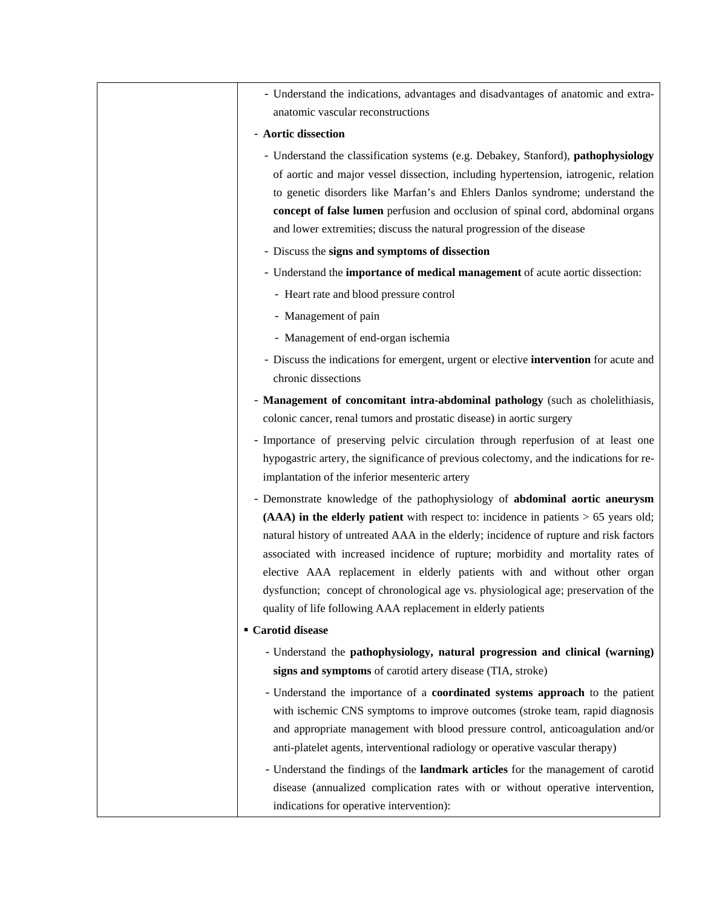| | |
|---|---|
| | - Understand the indications, advantages and disadvantages of anatomic and extra-anatomic vascular reconstructions<br>- **Aortic dissection**<br>  - Understand the classification systems (e.g. Debakey, Stanford), **pathophysiology** of aortic and major vessel dissection, including hypertension, iatrogenic, relation to genetic disorders like Marfan's and Ehlers Danlos syndrome; understand the **concept of false lumen** perfusion and occlusion of spinal cord, abdominal organs and lower extremities; discuss the natural progression of the disease<br>  - Discuss the **signs and symptoms of dissection**<br>  - Understand the **importance of medical management** of acute aortic dissection:<br>    - Heart rate and blood pressure control<br>    - Management of pain<br>    - Management of end-organ ischemia<br>  - Discuss the indications for emergent, urgent or elective **intervention** for acute and chronic dissections<br>- **Management of concomitant intra-abdominal pathology** (such as cholelithiasis, colonic cancer, renal tumors and prostatic disease) in aortic surgery<br>- Importance of preserving pelvic circulation through reperfusion of at least one hypogastric artery, the significance of previous colectomy, and the indications for re-implantation of the inferior mesenteric artery<br>- Demonstrate knowledge of the pathophysiology of **abdominal aortic aneurysm (AAA) in the elderly patient** with respect to: incidence in patients > 65 years old; natural history of untreated AAA in the elderly; incidence of rupture and risk factors associated with increased incidence of rupture; morbidity and mortality rates of elective AAA replacement in elderly patients with and without other organ dysfunction; concept of chronological age vs. physiological age; preservation of the quality of life following AAA replacement in elderly patients<br>▪ **Carotid disease**<br>  - Understand the **pathophysiology, natural progression and clinical (warning) signs and symptoms** of carotid artery disease (TIA, stroke)<br>  - Understand the importance of a **coordinated systems approach** to the patient with ischemic CNS symptoms to improve outcomes (stroke team, rapid diagnosis and appropriate management with blood pressure control, anticoagulation and/or anti-platelet agents, interventional radiology or operative vascular therapy)<br>  - Understand the findings of the **landmark articles** for the management of carotid disease (annualized complication rates with or without operative intervention, indications for operative intervention): |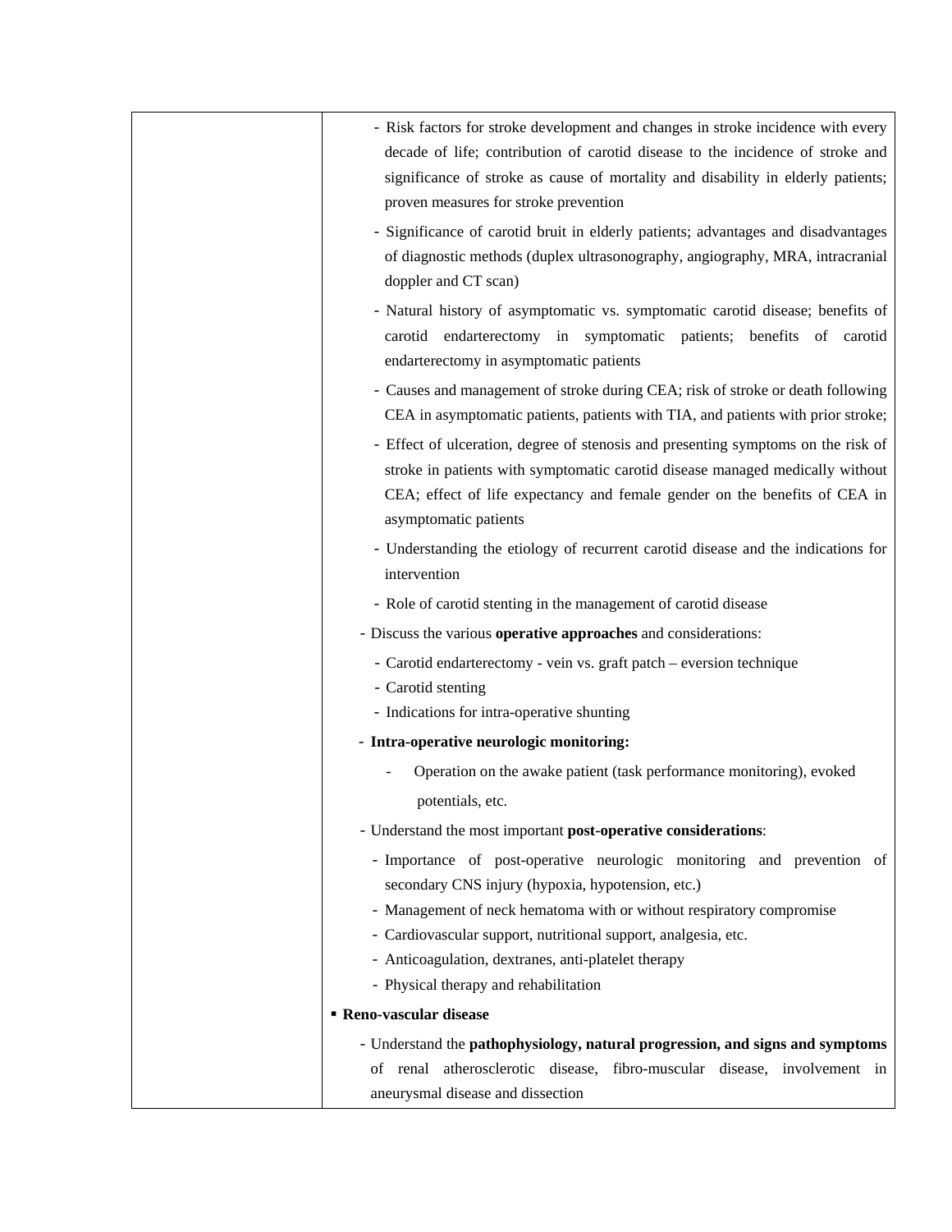| | |
|---|---|
| | - Risk factors for stroke development and changes in stroke incidence with every decade of life; contribution of carotid disease to the incidence of stroke and significance of stroke as cause of mortality and disability in elderly patients; proven measures for stroke prevention<br>- Significance of carotid bruit in elderly patients; advantages and disadvantages of diagnostic methods (duplex ultrasonography, angiography, MRA, intracranial doppler and CT scan)<br>- Natural history of asymptomatic vs. symptomatic carotid disease; benefits of carotid endarterectomy in symptomatic patients; benefits of carotid endarterectomy in asymptomatic patients<br>- Causes and management of stroke during CEA; risk of stroke or death following CEA in asymptomatic patients, patients with TIA, and patients with prior stroke;<br>- Effect of ulceration, degree of stenosis and presenting symptoms on the risk of stroke in patients with symptomatic carotid disease managed medically without CEA; effect of life expectancy and female gender on the benefits of CEA in asymptomatic patients<br>- Understanding the etiology of recurrent carotid disease and the indications for intervention<br>- Role of carotid stenting in the management of carotid disease<br>- Discuss the various **operative approaches** and considerations:<br>- Carotid endarterectomy - vein vs. graft patch – eversion technique<br>- Carotid stenting<br>- Indications for intra-operative shunting<br>- **Intra-operative neurologic monitoring:**<br>- Operation on the awake patient (task performance monitoring), evoked potentials, etc.<br>- Understand the most important **post-operative considerations**:<br>- Importance of post-operative neurologic monitoring and prevention of secondary CNS injury (hypoxia, hypotension, etc.)<br>- Management of neck hematoma with or without respiratory compromise<br>- Cardiovascular support, nutritional support, analgesia, etc.<br>- Anticoagulation, dextranes, anti-platelet therapy<br>- Physical therapy and rehabilitation<br>▪ **Reno-vascular disease**<br>- Understand the **pathophysiology, natural progression, and signs and symptoms** of renal atherosclerotic disease, fibro-muscular disease, involvement in aneurysmal disease and dissection |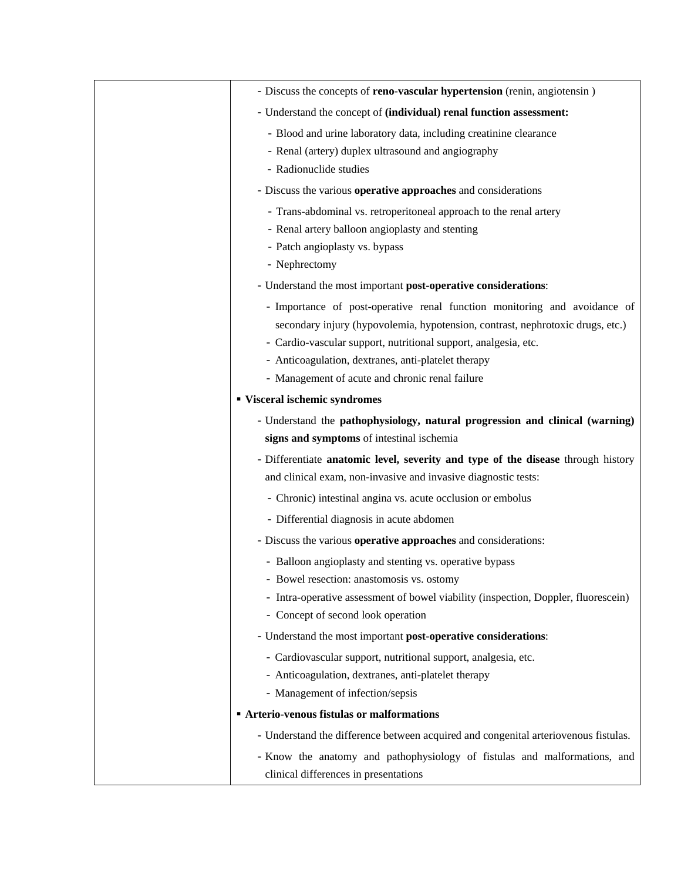| | |
|---|---|
| | - Discuss the concepts of **reno-vascular hypertension** (renin, angiotensin )<br>- Understand the concept of **(individual) renal function assessment:**<br>  - Blood and urine laboratory data, including creatinine clearance<br>  - Renal (artery) duplex ultrasound and angiography<br>  - Radionuclide studies<br>- Discuss the various **operative approaches** and considerations<br>  - Trans-abdominal vs. retroperitoneal approach to the renal artery<br>  - Renal artery balloon angioplasty and stenting<br>  - Patch angioplasty vs. bypass<br>  - Nephrectomy<br>- Understand the most important **post-operative considerations**:<br>  - Importance of post-operative renal function monitoring and avoidance of secondary injury (hypovolemia, hypotension, contrast, nephrotoxic drugs, etc.)<br>  - Cardio-vascular support, nutritional support, analgesia, etc.<br>  - Anticoagulation, dextranes, anti-platelet therapy<br>  - Management of acute and chronic renal failure<br>▪ **Visceral ischemic syndromes**<br>- Understand the **pathophysiology, natural progression and clinical (warning) signs and symptoms** of intestinal ischemia<br>- Differentiate **anatomic level, severity and type of the disease** through history and clinical exam, non-invasive and invasive diagnostic tests:<br>  - Chronic) intestinal angina vs. acute occlusion or embolus<br>  - Differential diagnosis in acute abdomen<br>- Discuss the various **operative approaches** and considerations:<br>  - Balloon angioplasty and stenting vs. operative bypass<br>  - Bowel resection: anastomosis vs. ostomy<br>  - Intra-operative assessment of bowel viability (inspection, Doppler, fluorescein)<br>  - Concept of second look operation<br>- Understand the most important **post-operative considerations**:<br>  - Cardiovascular support, nutritional support, analgesia, etc.<br>  - Anticoagulation, dextranes, anti-platelet therapy<br>  - Management of infection/sepsis<br>▪ **Arterio-venous fistulas or malformations**<br>- Understand the difference between acquired and congenital arteriovenous fistulas.<br>- Know the anatomy and pathophysiology of fistulas and malformations, and clinical differences in presentations |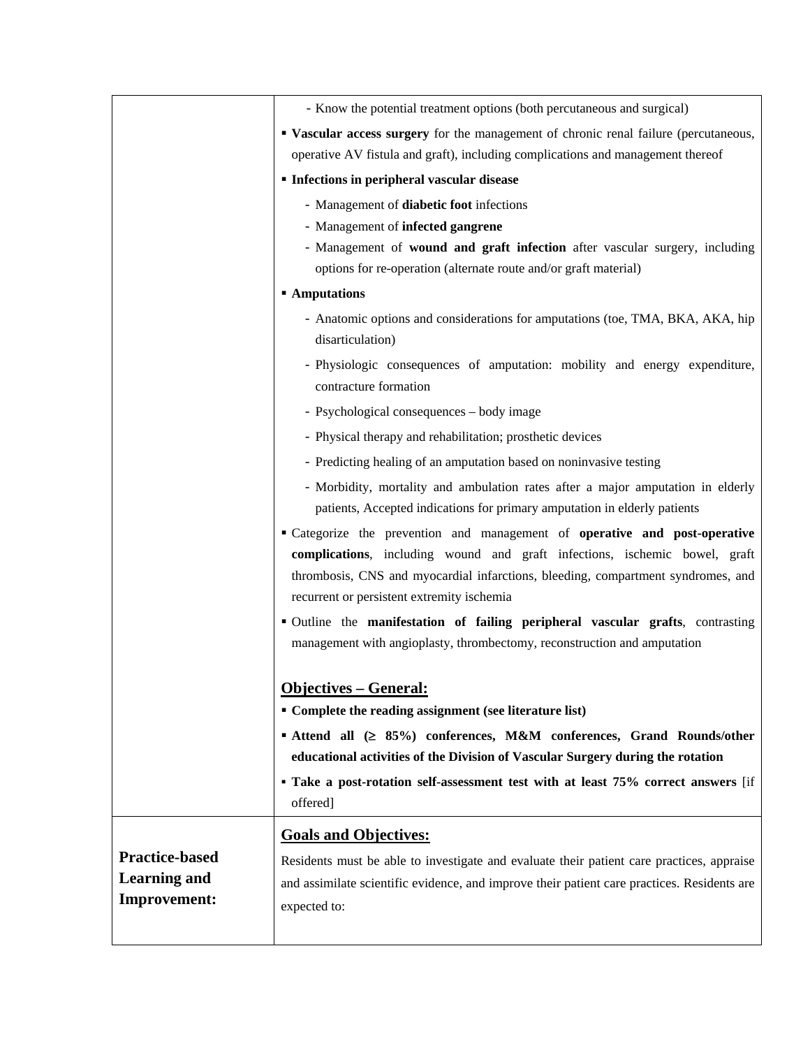| | |
|---|---|
| | - Know the potential treatment options (both percutaneous and surgical)<br>▪ **Vascular access surgery** for the management of chronic renal failure (percutaneous, operative AV fistula and graft), including complications and management thereof<br>▪ **Infections in peripheral vascular disease**<br>  - Management of **diabetic foot** infections<br>  - Management of **infected gangrene**<br>  - Management of **wound and graft infection** after vascular surgery, including options for re-operation (alternate route and/or graft material)<br>▪ **Amputations**<br>  - Anatomic options and considerations for amputations (toe, TMA, BKA, AKA, hip disarticulation)<br>  - Physiologic consequences of amputation: mobility and energy expenditure, contracture formation<br>  - Psychological consequences – body image<br>  - Physical therapy and rehabilitation; prosthetic devices<br>  - Predicting healing of an amputation based on noninvasive testing<br>  - Morbidity, mortality and ambulation rates after a major amputation in elderly patients, Accepted indications for primary amputation in elderly patients<br>▪ Categorize the prevention and management of **operative and post-operative complications**, including wound and graft infections, ischemic bowel, graft thrombosis, CNS and myocardial infarctions, bleeding, compartment syndromes, and recurrent or persistent extremity ischemia<br>▪ Outline the **manifestation of failing peripheral vascular grafts**, contrasting management with angioplasty, thrombectomy, reconstruction and amputation<br><br>**<u>Objectives – General:</u>**<br>▪ **Complete the reading assignment (see literature list)**<br>▪ **Attend all (≥ 85%) conferences, M&M conferences, Grand Rounds/other educational activities of the Division of Vascular Surgery during the rotation**<br>▪ **Take a post-rotation self-assessment test with at least 75% correct answers** [if offered] |
| **Practice-based Learning and Improvement:** | **<u>Goals and Objectives:</u>**<br>Residents must be able to investigate and evaluate their patient care practices, appraise and assimilate scientific evidence, and improve their patient care practices. Residents are expected to: |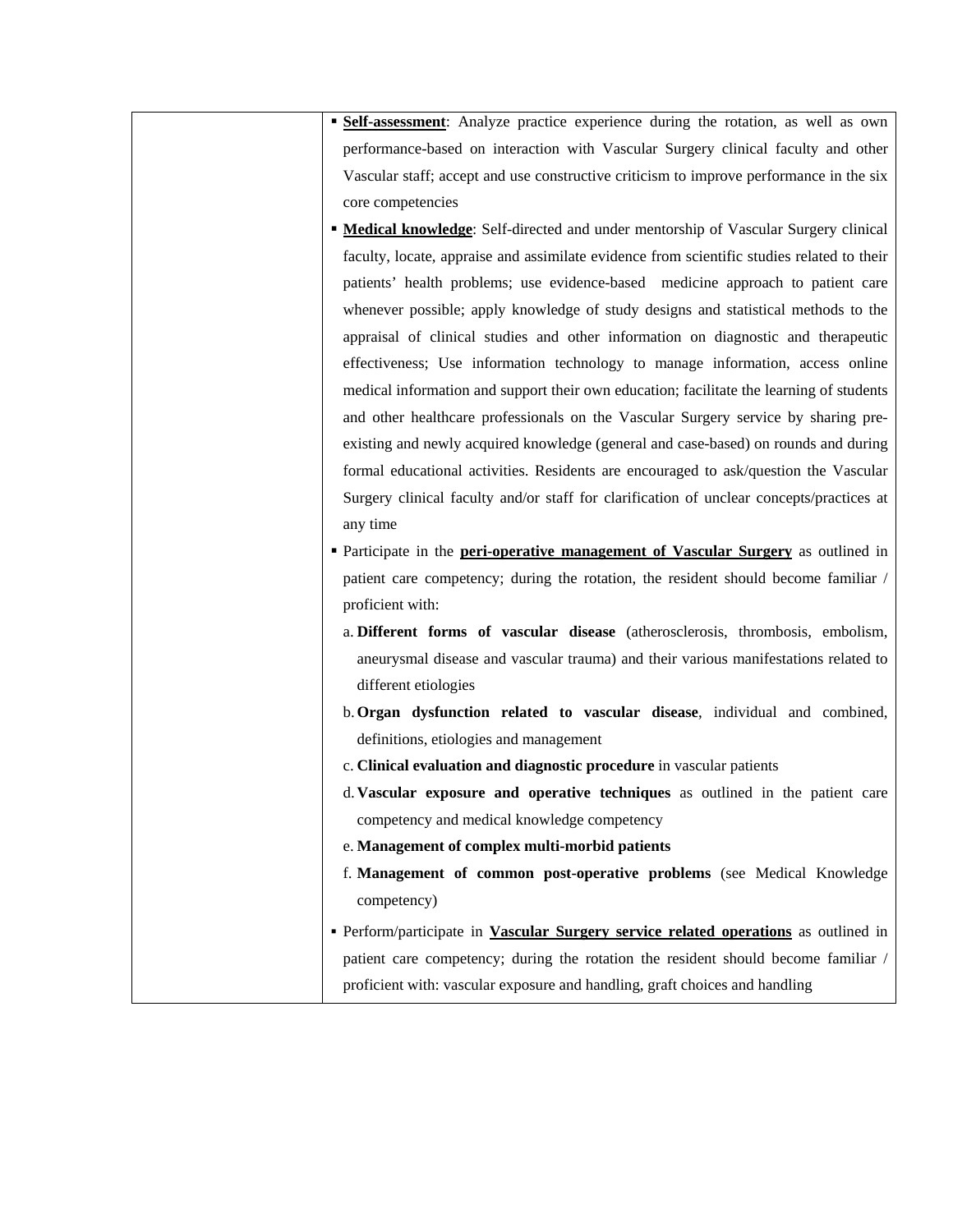| | |
|---|---|
| | ▪ **<u>Self-assessment</u>**: Analyze practice experience during the rotation, as well as own performance-based on interaction with Vascular Surgery clinical faculty and other Vascular staff; accept and use constructive criticism to improve performance in the six core competencies<br>▪ **<u>Medical knowledge</u>**: Self-directed and under mentorship of Vascular Surgery clinical faculty, locate, appraise and assimilate evidence from scientific studies related to their patients' health problems; use evidence-based medicine approach to patient care whenever possible; apply knowledge of study designs and statistical methods to the appraisal of clinical studies and other information on diagnostic and therapeutic effectiveness; Use information technology to manage information, access online medical information and support their own education; facilitate the learning of students and other healthcare professionals on the Vascular Surgery service by sharing pre-existing and newly acquired knowledge (general and case-based) on rounds and during formal educational activities. Residents are encouraged to ask/question the Vascular Surgery clinical faculty and/or staff for clarification of unclear concepts/practices at any time<br>▪ Participate in the **<u>peri-operative management of Vascular Surgery</u>** as outlined in patient care competency; during the rotation, the resident should become familiar / proficient with:<br>a. **Different forms of vascular disease** (atherosclerosis, thrombosis, embolism, aneurysmal disease and vascular trauma) and their various manifestations related to different etiologies<br>b. **Organ dysfunction related to vascular disease**, individual and combined, definitions, etiologies and management<br>c. **Clinical evaluation and diagnostic procedure** in vascular patients<br>d. **Vascular exposure and operative techniques** as outlined in the patient care competency and medical knowledge competency<br>e. **Management of complex multi-morbid patients**<br>f. **Management of common post-operative problems** (see Medical Knowledge competency)<br>▪ Perform/participate in **<u>Vascular Surgery service related operations</u>** as outlined in patient care competency; during the rotation the resident should become familiar / proficient with: vascular exposure and handling, graft choices and handling |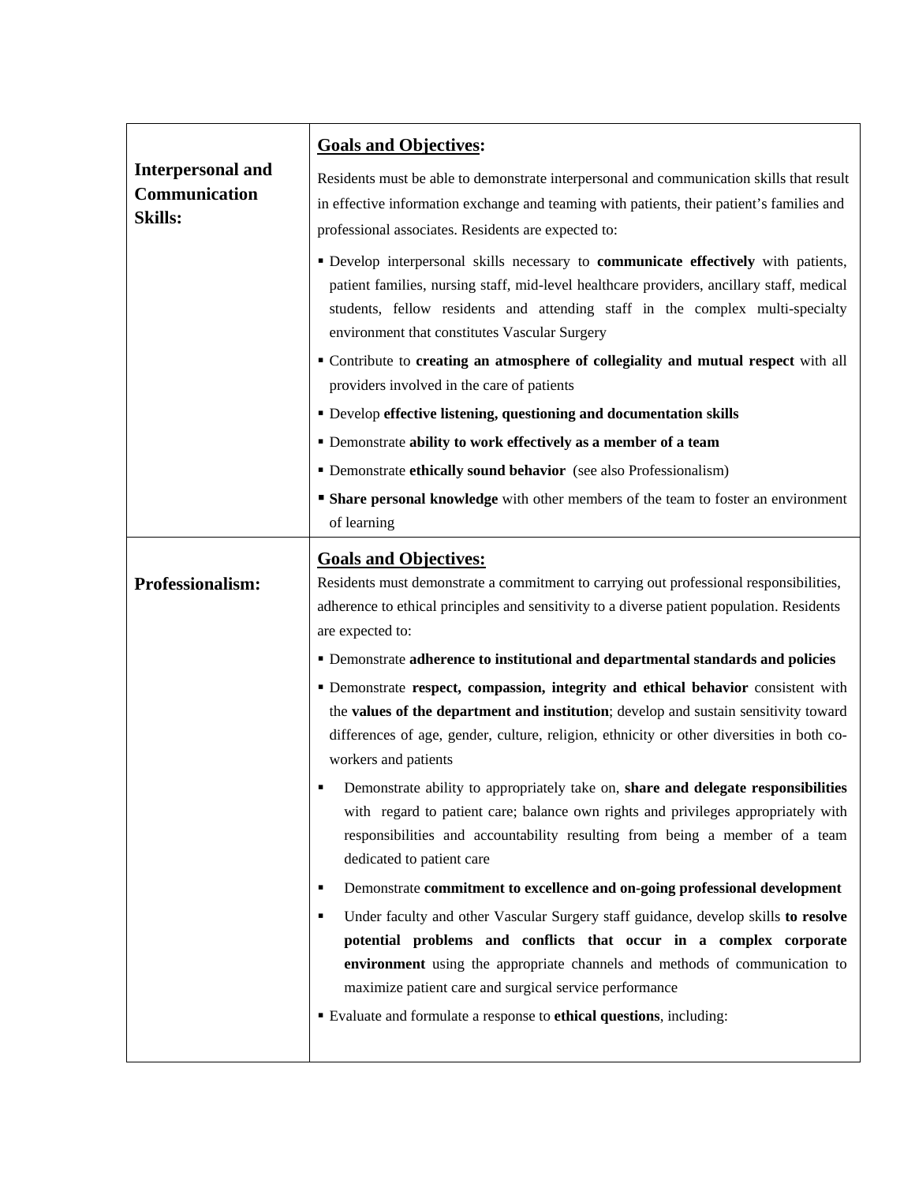| | |
|---|---|
| **Interpersonal and Communication Skills:** | **<u>Goals and Objectives</u>:**<br><br>Residents must be able to demonstrate interpersonal and communication skills that result in effective information exchange and teaming with patients, their patient's families and professional associates. Residents are expected to:<br><br>▪ Develop interpersonal skills necessary to **communicate effectively** with patients, patient families, nursing staff, mid-level healthcare providers, ancillary staff, medical students, fellow residents and attending staff in the complex multi-specialty environment that constitutes Vascular Surgery<br>▪ Contribute to **creating an atmosphere of collegiality and mutual respect** with all providers involved in the care of patients<br>▪ Develop **effective listening, questioning and documentation skills**<br>▪ Demonstrate **ability to work effectively as a member of a team**<br>▪ Demonstrate **ethically sound behavior** (see also Professionalism)<br>▪ **Share personal knowledge** with other members of the team to foster an environment of learning |
| **Professionalism:** | **<u>Goals and Objectives:</u>**<br>Residents must demonstrate a commitment to carrying out professional responsibilities, adherence to ethical principles and sensitivity to a diverse patient population. Residents are expected to:<br><br>▪ Demonstrate **adherence to institutional and departmental standards and policies**<br>▪ Demonstrate **respect, compassion, integrity and ethical behavior** consistent with the **values of the department and institution**; develop and sustain sensitivity toward differences of age, gender, culture, religion, ethnicity or other diversities in both co-workers and patients<br>▪ Demonstrate ability to appropriately take on, **share and delegate responsibilities** with regard to patient care; balance own rights and privileges appropriately with responsibilities and accountability resulting from being a member of a team dedicated to patient care<br>▪ Demonstrate **commitment to excellence and on-going professional development**<br>▪ Under faculty and other Vascular Surgery staff guidance, develop skills **to resolve potential problems and conflicts that occur in a complex corporate environment** using the appropriate channels and methods of communication to maximize patient care and surgical service performance<br>▪ Evaluate and formulate a response to **ethical questions**, including: |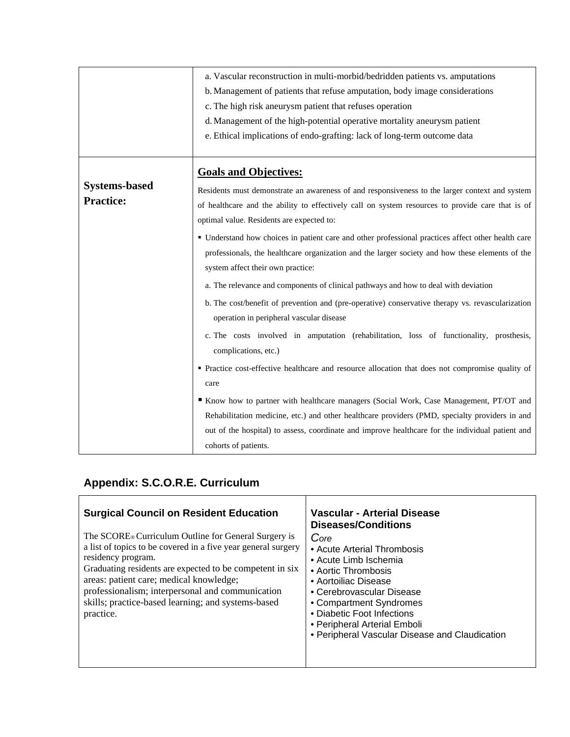| | |
|---|---|
| | a. Vascular reconstruction in multi-morbid/bedridden patients vs. amputations<br>b. Management of patients that refuse amputation, body image considerations<br>c. The high risk aneurysm patient that refuses operation<br>d. Management of the high-potential operative mortality aneurysm patient<br>e. Ethical implications of endo-grafting: lack of long-term outcome data |
| **Systems-based Practice:** | **<u>Goals and Objectives:</u>**<br>Residents must demonstrate an awareness of and responsiveness to the larger context and system of healthcare and the ability to effectively call on system resources to provide care that is of optimal value. Residents are expected to:<br>▪ Understand how choices in patient care and other professional practices affect other health care professionals, the healthcare organization and the larger society and how these elements of the system affect their own practice:<br>a. The relevance and components of clinical pathways and how to deal with deviation<br>b. The cost/benefit of prevention and (pre-operative) conservative therapy vs. revascularization operation in peripheral vascular disease<br>c. The costs involved in amputation (rehabilitation, loss of functionality, prosthesis, complications, etc.)<br>▪ Practice cost-effective healthcare and resource allocation that does not compromise quality of care<br>▪ Know how to partner with healthcare managers (Social Work, Case Management, PT/OT and Rehabilitation medicine, etc.) and other healthcare providers (PMD, specialty providers in and out of the hospital) to assess, coordinate and improve healthcare for the individual patient and cohorts of patients. |

## Appendix: S.C.O.R.E. Curriculum

| **Surgical Council on Resident Education** | **Vascular - Arterial Disease Diseases/Conditions** |
|---|---|
| The SCORE® Curriculum Outline for General Surgery is a list of topics to be covered in a five year general surgery residency program.<br>Graduating residents are expected to be competent in six areas: patient care; medical knowledge; professionalism; interpersonal and communication skills; practice-based learning; and systems-based practice. | *Core*<br>• Acute Arterial Thrombosis<br>• Acute Limb Ischemia<br>• Aortic Thrombosis<br>• Aortoiliac Disease<br>• Cerebrovascular Disease<br>• Compartment Syndromes<br>• Diabetic Foot Infections<br>• Peripheral Arterial Emboli<br>• Peripheral Vascular Disease and Claudication |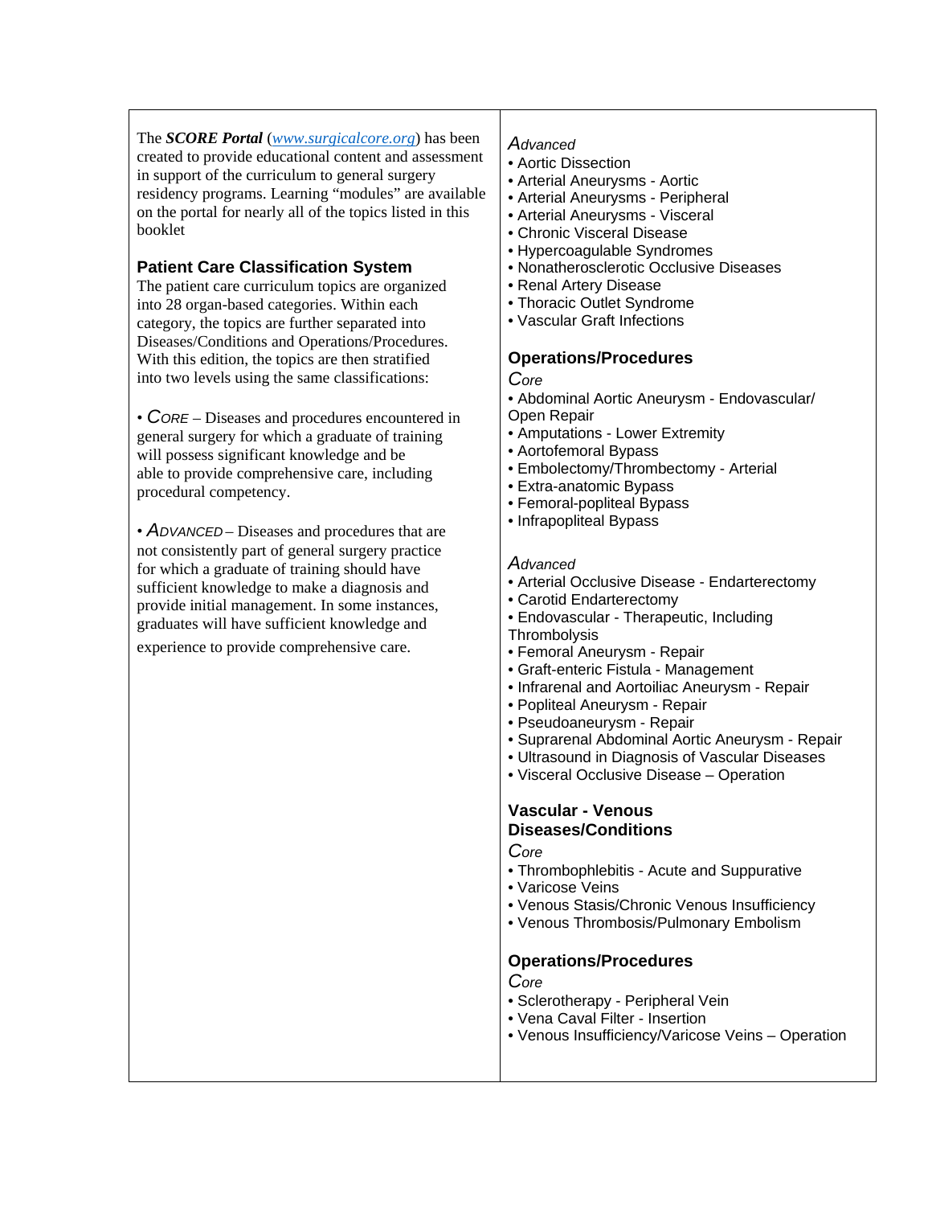The ***SCORE Portal*** ([www.surgicalcore.org](http://www.surgicalcore.org)) has been created to provide educational content and assessment in support of the curriculum to general surgery residency programs. Learning "modules" are available on the portal for nearly all of the topics listed in this booklet

### Patient Care Classification System

The patient care curriculum topics are organized into 28 organ-based categories. Within each category, the topics are further separated into Diseases/Conditions and Operations/Procedures. With this edition, the topics are then stratified into two levels using the same classifications:

- *CORE* – Diseases and procedures encountered in general surgery for which a graduate of training will possess significant knowledge and be able to provide comprehensive care, including procedural competency.

- *ADVANCED* – Diseases and procedures that are not consistently part of general surgery practice for which a graduate of training should have sufficient knowledge to make a diagnosis and provide initial management. In some instances, graduates will have sufficient knowledge and experience to provide comprehensive care.

*Advanced*

- Aortic Dissection
- Arterial Aneurysms - Aortic
- Arterial Aneurysms - Peripheral
- Arterial Aneurysms - Visceral
- Chronic Visceral Disease
- Hypercoagulable Syndromes
- Nonatherosclerotic Occlusive Diseases
- Renal Artery Disease
- Thoracic Outlet Syndrome
- Vascular Graft Infections

### Operations/Procedures

*Core*

- Abdominal Aortic Aneurysm - Endovascular/ Open Repair
- Amputations - Lower Extremity
- Aortofemoral Bypass
- Embolectomy/Thrombectomy - Arterial
- Extra-anatomic Bypass
- Femoral-popliteal Bypass
- Infrapopliteal Bypass

*Advanced*

- Arterial Occlusive Disease - Endarterectomy
- Carotid Endarterectomy
- Endovascular - Therapeutic, Including Thrombolysis
- Femoral Aneurysm - Repair
- Graft-enteric Fistula - Management
- Infrarenal and Aortoiliac Aneurysm - Repair
- Popliteal Aneurysm - Repair
- Pseudoaneurysm - Repair
- Suprarenal Abdominal Aortic Aneurysm - Repair
- Ultrasound in Diagnosis of Vascular Diseases
- Visceral Occlusive Disease – Operation

### Vascular - Venous
### Diseases/Conditions

*Core*

- Thrombophlebitis - Acute and Suppurative
- Varicose Veins
- Venous Stasis/Chronic Venous Insufficiency
- Venous Thrombosis/Pulmonary Embolism

### Operations/Procedures

*Core*

- Sclerotherapy - Peripheral Vein
- Vena Caval Filter - Insertion
- Venous Insufficiency/Varicose Veins – Operation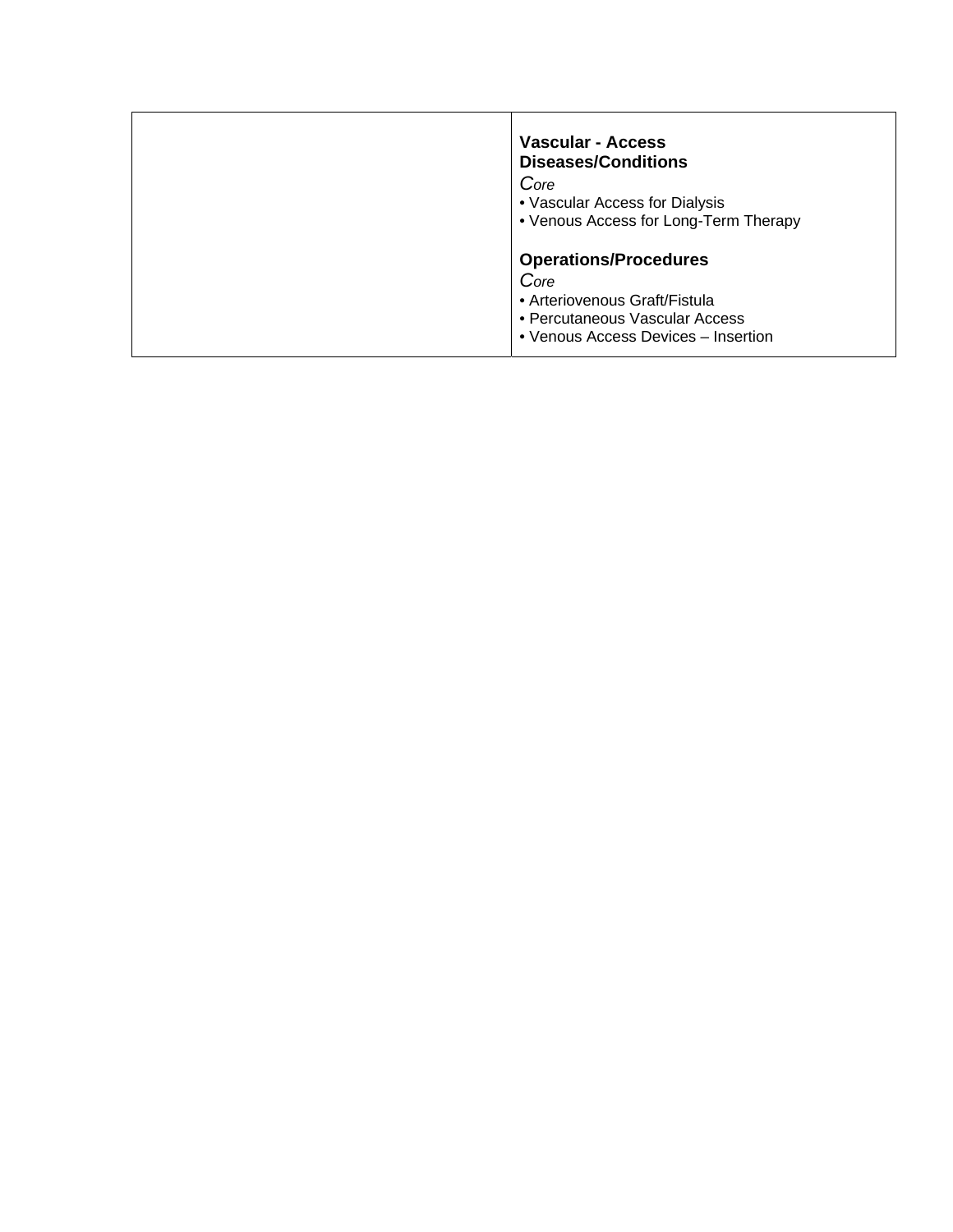| | |
|---|---|
| | **Vascular - Access**<br>**Diseases/Conditions**<br>*Core*<br>• Vascular Access for Dialysis<br>• Venous Access for Long-Term Therapy<br><br>**Operations/Procedures**<br>*Core*<br>• Arteriovenous Graft/Fistula<br>• Percutaneous Vascular Access<br>• Venous Access Devices – Insertion |